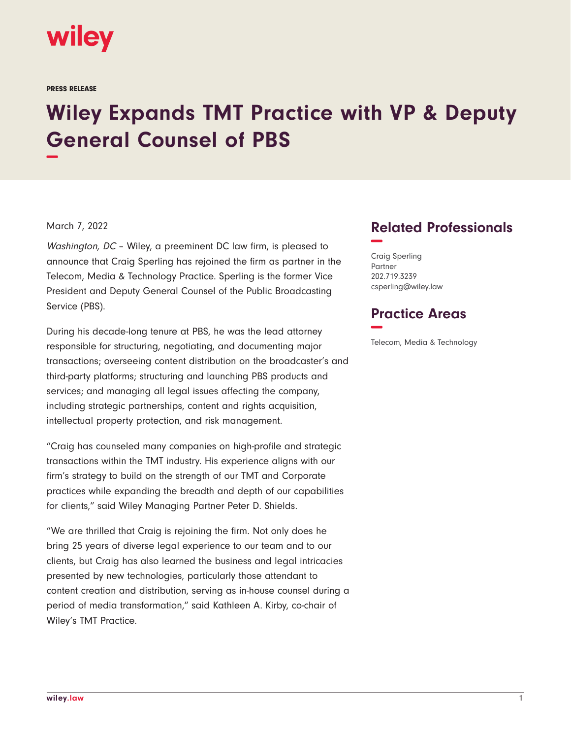wiley

PRESS RELEASE

# Wiley Expands TMT Practice with VP & Deputy General Counsel of PBS

March 7, 2022

*Washington, DC* – Wiley, a preeminent DC law firm, is pleased to announce that Craig Sperling has rejoined the firm as partner in the Telecom, Media & Technology Practice. Sperling is the former Vice President and Deputy General Counsel of the Public Broadcasting Service (PBS).

During his decade-long tenure at PBS, he was the lead attorney responsible for structuring, negotiating, and documenting major transactions; overseeing content distribution on the broadcaster's and third-party platforms; structuring and launching PBS products and services; and managing all legal issues affecting the company, including strategic partnerships, content and rights acquisition, intellectual property protection, and risk management.

"Craig has counseled many companies on high-profile and strategic transactions within the TMT industry. His experience aligns with our firm's strategy to build on the strength of our TMT and Corporate practices while expanding the breadth and depth of our capabilities for clients," said Wiley Managing Partner Peter D. Shields.

"We are thrilled that Craig is rejoining the firm. Not only does he bring 25 years of diverse legal experience to our team and to our clients, but Craig has also learned the business and legal intricacies presented by new technologies, particularly those attendant to content creation and distribution, serving as in-house counsel during a period of media transformation," said Kathleen A. Kirby, co-chair of Wiley's TMT Practice.

## Related Professionals

Craig Sperling
Partner
202.719.3239
csperling@wiley.law

## Practice Areas

Telecom, Media & Technology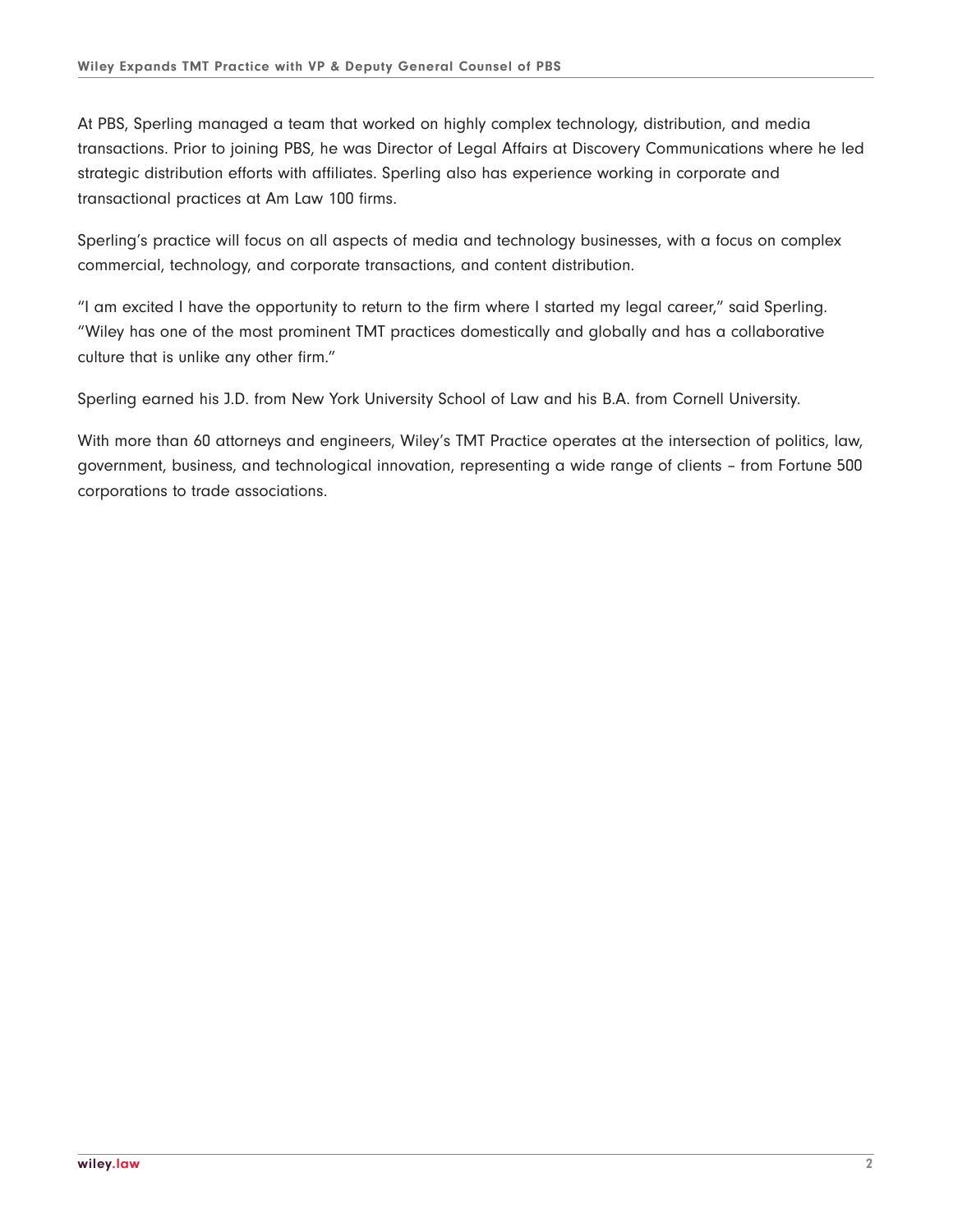At PBS, Sperling managed a team that worked on highly complex technology, distribution, and media transactions. Prior to joining PBS, he was Director of Legal Affairs at Discovery Communications where he led strategic distribution efforts with affiliates. Sperling also has experience working in corporate and transactional practices at Am Law 100 firms.

Sperling's practice will focus on all aspects of media and technology businesses, with a focus on complex commercial, technology, and corporate transactions, and content distribution.

"I am excited I have the opportunity to return to the firm where I started my legal career," said Sperling. "Wiley has one of the most prominent TMT practices domestically and globally and has a collaborative culture that is unlike any other firm."

Sperling earned his J.D. from New York University School of Law and his B.A. from Cornell University.

With more than 60 attorneys and engineers, Wiley's TMT Practice operates at the intersection of politics, law, government, business, and technological innovation, representing a wide range of clients – from Fortune 500 corporations to trade associations.